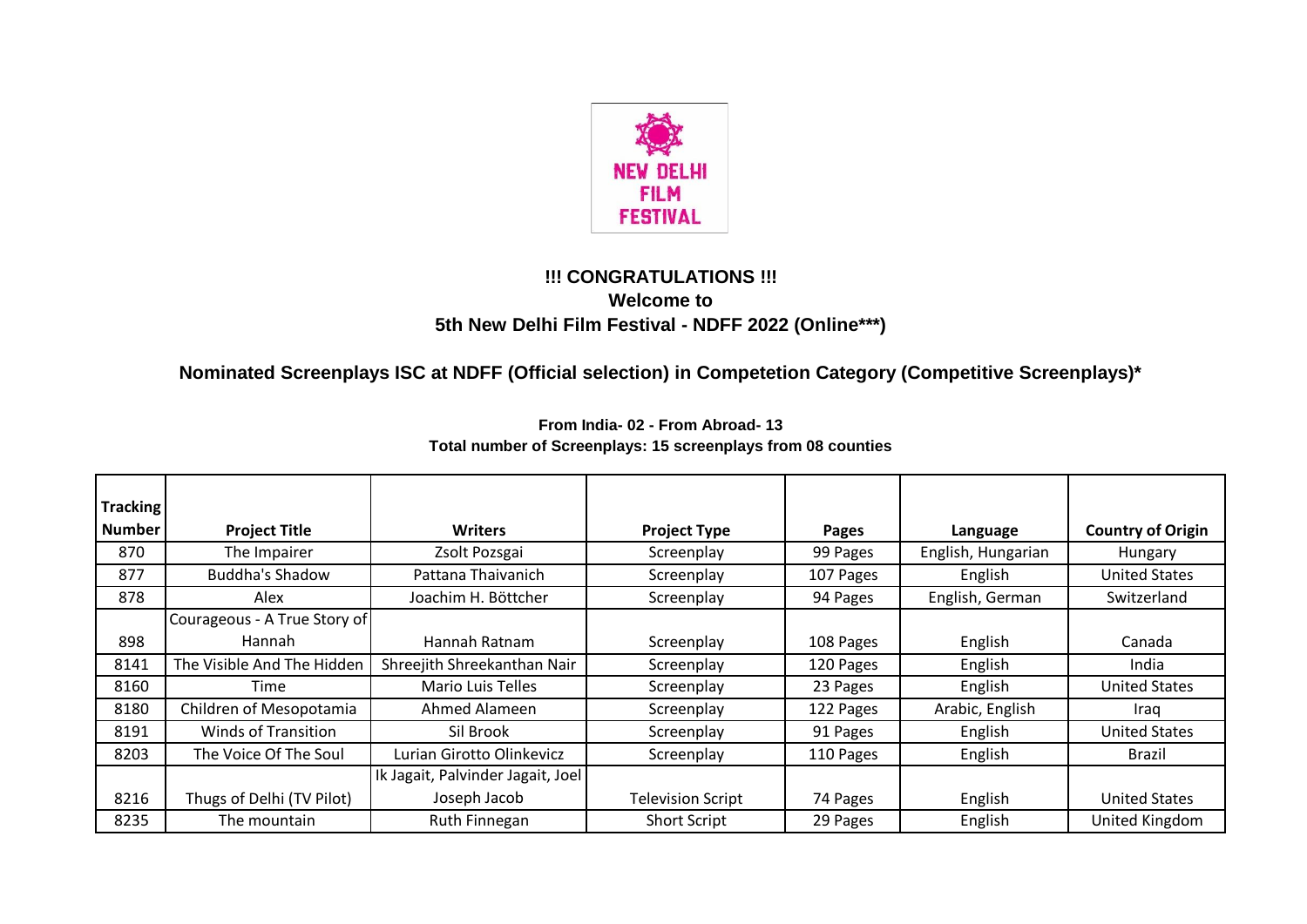NEW DELHI FILM FESTIVAL

**!!! CONGRATULATIONS !!!**

**Welcome to**

**5th New Delhi Film Festival - NDFF 2022 (Online\*\*\*)**

## Nominated Screenplays ISC at NDFF (Official selection) in Competetion Category (Competitive Screenplays)*

**From India- 02 - From Abroad- 13**

**Total number of Screenplays: 15 screenplays from 08 counties**

| Tracking Number | Project Title | Writers | Project Type | Pages | Language | Country of Origin |
|---|---|---|---|---|---|---|
| 870 | The Impairer | Zsolt Pozsgai | Screenplay | 99 Pages | English, Hungarian | Hungary |
| 877 | Buddha's Shadow | Pattana Thaivanich | Screenplay | 107 Pages | English | United States |
| 878 | Alex | Joachim H. Böttcher | Screenplay | 94 Pages | English, German | Switzerland |
| 898 | Courageous - A True Story of Hannah | Hannah Ratnam | Screenplay | 108 Pages | English | Canada |
| 8141 | The Visible And The Hidden | Shreejith Shreekanthan Nair | Screenplay | 120 Pages | English | India |
| 8160 | Time | Mario Luis Telles | Screenplay | 23 Pages | English | United States |
| 8180 | Children of Mesopotamia | Ahmed Alameen | Screenplay | 122 Pages | Arabic, English | Iraq |
| 8191 | Winds of Transition | Sil Brook | Screenplay | 91 Pages | English | United States |
| 8203 | The Voice Of The Soul | Lurian Girotto Olinkevicz | Screenplay | 110 Pages | English | Brazil |
| 8216 | Thugs of Delhi (TV Pilot) | Ik Jagait, Palvinder Jagait, Joel Joseph Jacob | Television Script | 74 Pages | English | United States |
| 8235 | The mountain | Ruth Finnegan | Short Script | 29 Pages | English | United Kingdom |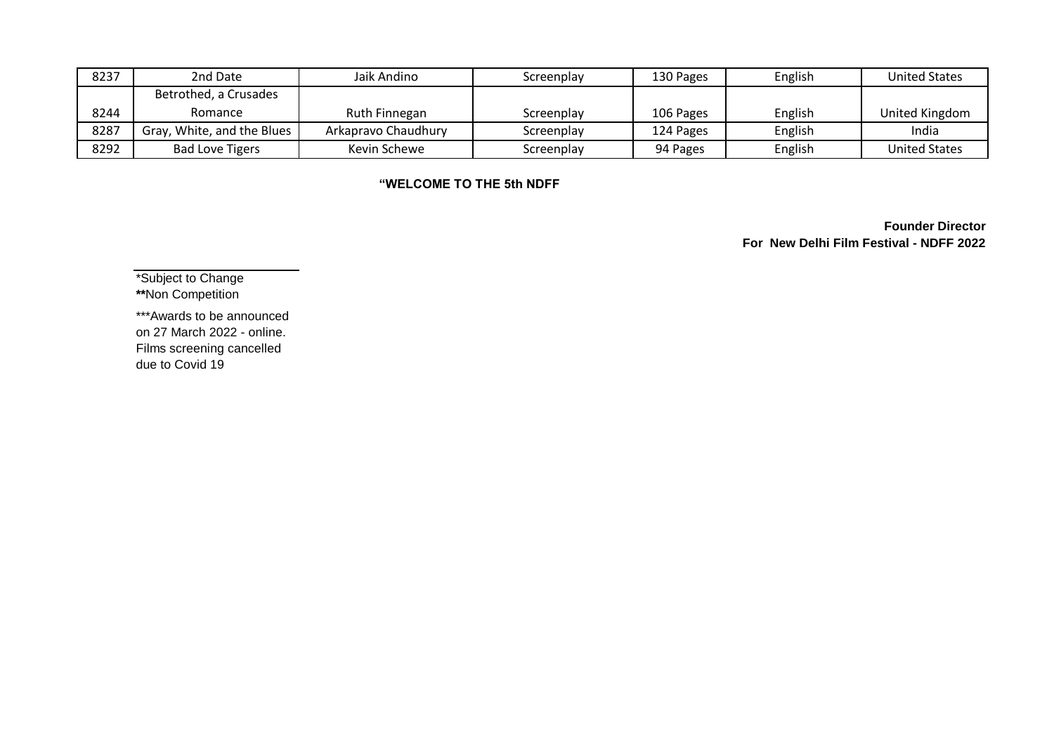| | | | | | | |
|---|---|---|---|---|---|---|
| 8237 | 2nd Date | Jaik Andino | Screenplay | 130 Pages | English | United States |
| 8244 | Betrothed, a Crusades Romance | Ruth Finnegan | Screenplay | 106 Pages | English | United Kingdom |
| 8287 | Gray, White, and the Blues | Arkapravo Chaudhury | Screenplay | 124 Pages | English | India |
| 8292 | Bad Love Tigers | Kevin Schewe | Screenplay | 94 Pages | English | United States |

**"WELCOME TO THE 5th NDFF**

**Founder Director**
**For New Delhi Film Festival - NDFF 2022**

*Subject to Change
****Non Competition

***Awards to be announced on 27 March 2022 - online. Films screening cancelled due to Covid 19